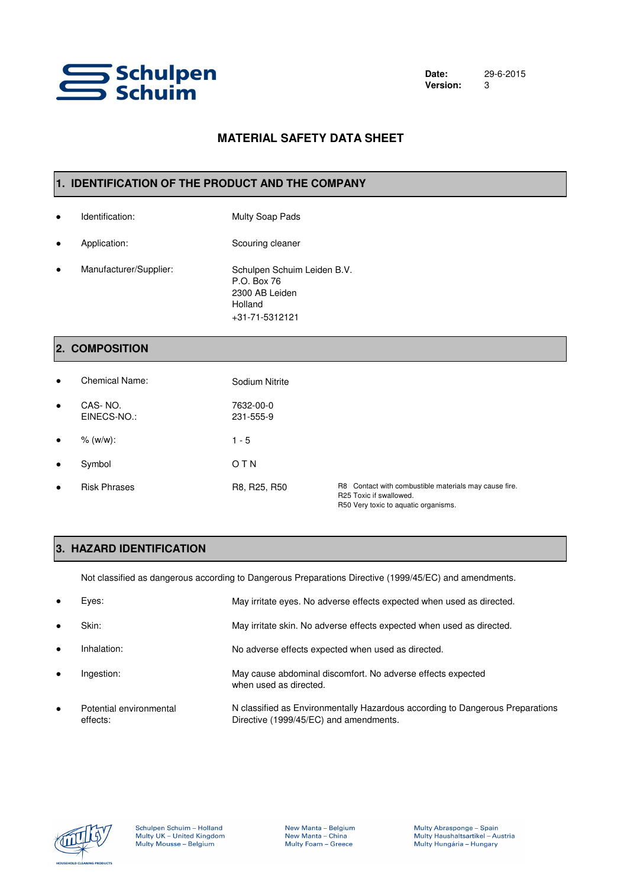Date: 29-6-2015
Version: 3

# MATERIAL SAFETY DATA SHEET

## 1. IDENTIFICATION OF THE PRODUCT AND THE COMPANY

- Identification: Multy Soap Pads
- Application: Scouring cleaner
- Manufacturer/Supplier: Schulpen Schuim Leiden B.V.
  P.O. Box 76
  2300 AB Leiden
  Holland
  +31-71-5312121

## 2. COMPOSITION

- Chemical Name: Sodium Nitrite
- CAS- NO. 7632-00-0
  EINECS-NO.: 231-555-9
- % (w/w): 1 - 5
- Symbol: O T N
- Risk Phrases: R8, R25, R50
  - R8 Contact with combustible materials may cause fire.
  - R25 Toxic if swallowed.
  - R50 Very toxic to aquatic organisms.

## 3. HAZARD IDENTIFICATION

Not classified as dangerous according to Dangerous Preparations Directive (1999/45/EC) and amendments.

- Eyes: May irritate eyes. No adverse effects expected when used as directed.
- Skin: May irritate skin. No adverse effects expected when used as directed.
- Inhalation: No adverse effects expected when used as directed.
- Ingestion: May cause abdominal discomfort. No adverse effects expected when used as directed.
- Potential environmental effects: N classified as Environmentally Hazardous according to Dangerous Preparations Directive (1999/45/EC) and amendments.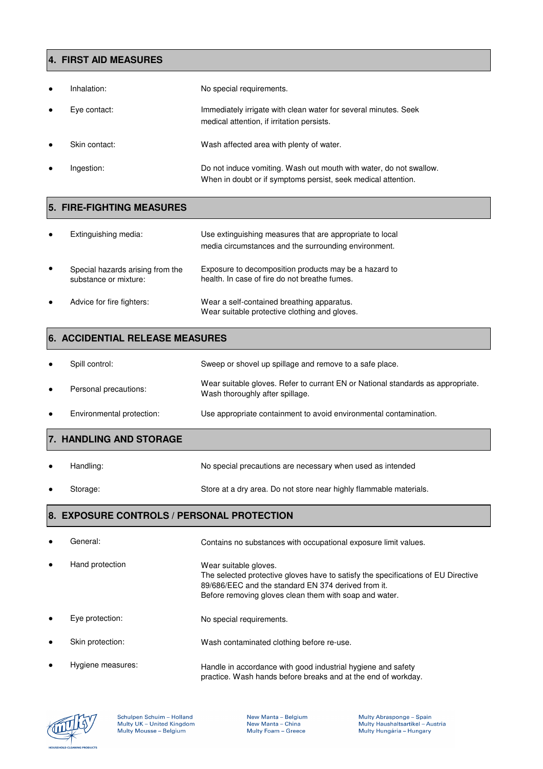## 4. FIRST AID MEASURES

- Inhalation: No special requirements.
- Eye contact: Immediately irrigate with clean water for several minutes. Seek medical attention, if irritation persists.
- Skin contact: Wash affected area with plenty of water.
- Ingestion: Do not induce vomiting. Wash out mouth with water, do not swallow. When in doubt or if symptoms persist, seek medical attention.

## 5. FIRE-FIGHTING MEASURES

- Extinguishing media: Use extinguishing measures that are appropriate to local media circumstances and the surrounding environment.
- Special hazards arising from the substance or mixture: Exposure to decomposition products may be a hazard to health. In case of fire do not breathe fumes.
- Advice for fire fighters: Wear a self-contained breathing apparatus. Wear suitable protective clothing and gloves.

## 6. ACCIDENTIAL RELEASE MEASURES

- Spill control: Sweep or shovel up spillage and remove to a safe place.
- Personal precautions: Wear suitable gloves. Refer to currant EN or National standards as appropriate. Wash thoroughly after spillage.
- Environmental protection: Use appropriate containment to avoid environmental contamination.

## 7. HANDLING AND STORAGE

- Handling: No special precautions are necessary when used as intended
- Storage: Store at a dry area. Do not store near highly flammable materials.

## 8. EXPOSURE CONTROLS / PERSONAL PROTECTION

- General: Contains no substances with occupational exposure limit values.
- Hand protection: Wear suitable gloves. The selected protective gloves have to satisfy the specifications of EU Directive 89/686/EEC and the standard EN 374 derived from it. Before removing gloves clean them with soap and water.
- Eye protection: No special requirements.
- Skin protection: Wash contaminated clothing before re-use.
- Hygiene measures: Handle in accordance with good industrial hygiene and safety practice. Wash hands before breaks and at the end of workday.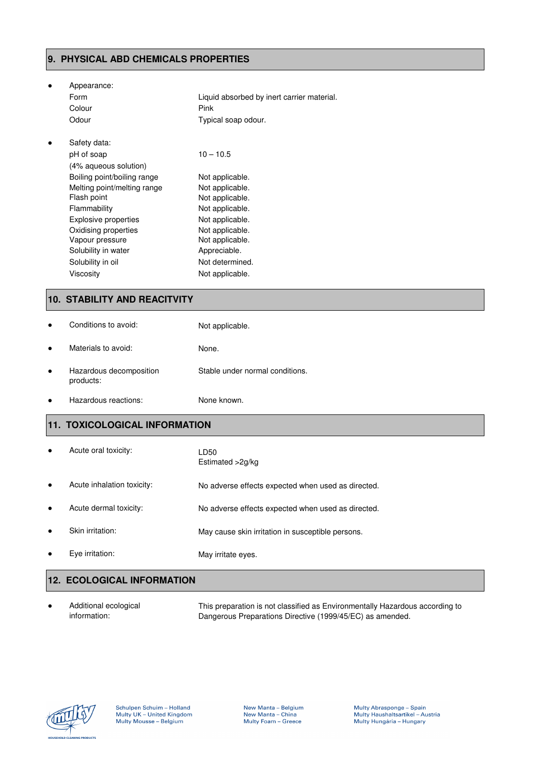## 9. PHYSICAL ABD CHEMICALS PROPERTIES

- Appearance:

| | |
|---|---|
| Form | Liquid absorbed by inert carrier material. |
| Colour | Pink |
| Odour | Typical soap odour. |

- Safety data:

| | |
|---|---|
| pH of soap (4% aqueous solution) | 10 – 10.5 |
| Boiling point/boiling range | Not applicable. |
| Melting point/melting range | Not applicable. |
| Flash point | Not applicable. |
| Flammability | Not applicable. |
| Explosive properties | Not applicable. |
| Oxidising properties | Not applicable. |
| Vapour pressure | Not applicable. |
| Solubility in water | Appreciable. |
| Solubility in oil | Not determined. |
| Viscosity | Not applicable. |

## 10. STABILITY AND REACITVITY

- Conditions to avoid: Not applicable.
- Materials to avoid: None.
- Hazardous decomposition products: Stable under normal conditions.
- Hazardous reactions: None known.

## 11. TOXICOLOGICAL INFORMATION

- Acute oral toxicity: LD50 Estimated >2g/kg
- Acute inhalation toxicity: No adverse effects expected when used as directed.
- Acute dermal toxicity: No adverse effects expected when used as directed.
- Skin irritation: May cause skin irritation in susceptible persons.
- Eye irritation: May irritate eyes.

## 12. ECOLOGICAL INFORMATION

- Additional ecological information: This preparation is not classified as Environmentally Hazardous according to Dangerous Preparations Directive (1999/45/EC) as amended.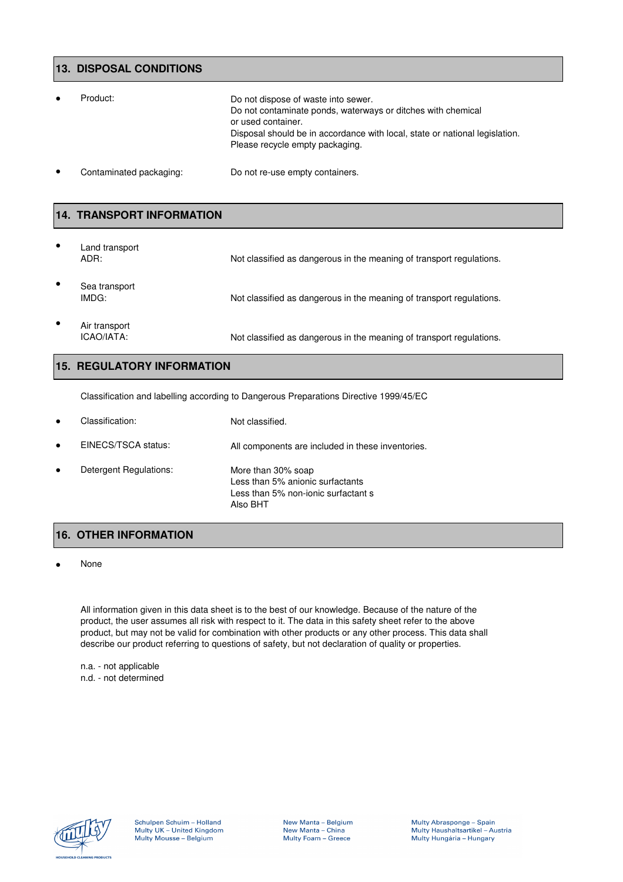## 13. DISPOSAL CONDITIONS

- Product: Do not dispose of waste into sewer.
  Do not contaminate ponds, waterways or ditches with chemical or used container.
  Disposal should be in accordance with local, state or national legislation.
  Please recycle empty packaging.

- Contaminated packaging: Do not re-use empty containers.

## 14. TRANSPORT INFORMATION

- Land transport
  ADR: Not classified as dangerous in the meaning of transport regulations.

- Sea transport
  IMDG: Not classified as dangerous in the meaning of transport regulations.

- Air transport
  ICAO/IATA: Not classified as dangerous in the meaning of transport regulations.

## 15. REGULATORY INFORMATION

Classification and labelling according to Dangerous Preparations Directive 1999/45/EC

- Classification: Not classified.

- EINECS/TSCA status: All components are included in these inventories.

- Detergent Regulations: More than 30% soap
  Less than 5% anionic surfactants
  Less than 5% non-ionic surfactant s
  Also BHT

## 16. OTHER INFORMATION

- None

All information given in this data sheet is to the best of our knowledge. Because of the nature of the product, the user assumes all risk with respect to it. The data in this safety sheet refer to the above product, but may not be valid for combination with other products or any other process. This data shall describe our product referring to questions of safety, but not declaration of quality or properties.

n.a. - not applicable
n.d. - not determined